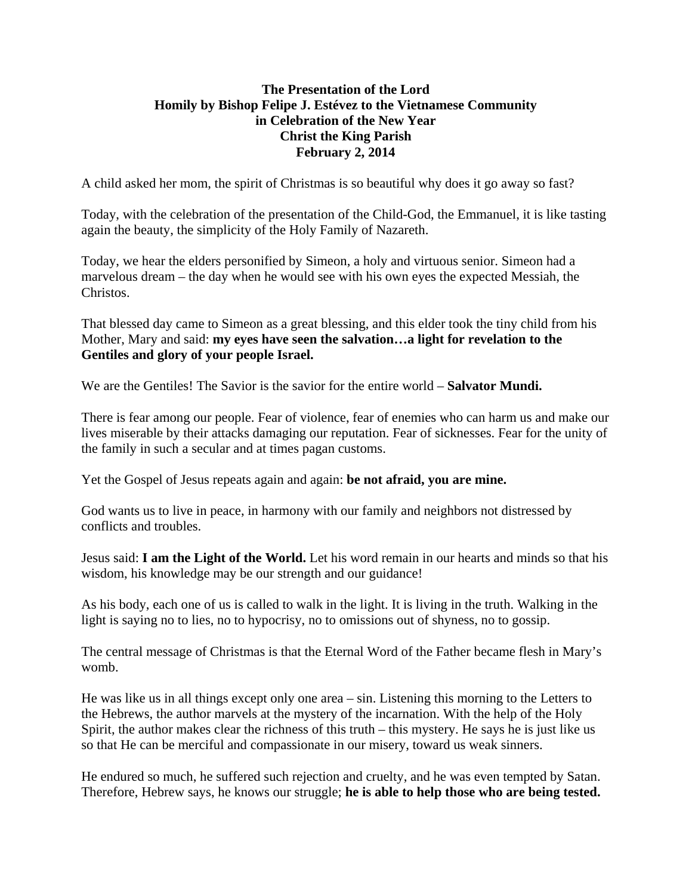**The Presentation of the Lord**
**Homily by Bishop Felipe J. Estévez to the Vietnamese Community**
**in Celebration of the New Year**
**Christ the King Parish**
**February 2, 2014**

A child asked her mom, the spirit of Christmas is so beautiful why does it go away so fast?

Today, with the celebration of the presentation of the Child-God, the Emmanuel, it is like tasting again the beauty, the simplicity of the Holy Family of Nazareth.

Today, we hear the elders personified by Simeon, a holy and virtuous senior. Simeon had a marvelous dream – the day when he would see with his own eyes the expected Messiah, the Christos.

That blessed day came to Simeon as a great blessing, and this elder took the tiny child from his Mother, Mary and said: **my eyes have seen the salvation…a light for revelation to the Gentiles and glory of your people Israel.**

We are the Gentiles! The Savior is the savior for the entire world – **Salvator Mundi.**

There is fear among our people. Fear of violence, fear of enemies who can harm us and make our lives miserable by their attacks damaging our reputation. Fear of sicknesses. Fear for the unity of the family in such a secular and at times pagan customs.

Yet the Gospel of Jesus repeats again and again: **be not afraid, you are mine.**

God wants us to live in peace, in harmony with our family and neighbors not distressed by conflicts and troubles.

Jesus said: **I am the Light of the World.** Let his word remain in our hearts and minds so that his wisdom, his knowledge may be our strength and our guidance!

As his body, each one of us is called to walk in the light. It is living in the truth. Walking in the light is saying no to lies, no to hypocrisy, no to omissions out of shyness, no to gossip.

The central message of Christmas is that the Eternal Word of the Father became flesh in Mary's womb.

He was like us in all things except only one area – sin. Listening this morning to the Letters to the Hebrews, the author marvels at the mystery of the incarnation. With the help of the Holy Spirit, the author makes clear the richness of this truth – this mystery. He says he is just like us so that He can be merciful and compassionate in our misery, toward us weak sinners.

He endured so much, he suffered such rejection and cruelty, and he was even tempted by Satan. Therefore, Hebrew says, he knows our struggle; **he is able to help those who are being tested.**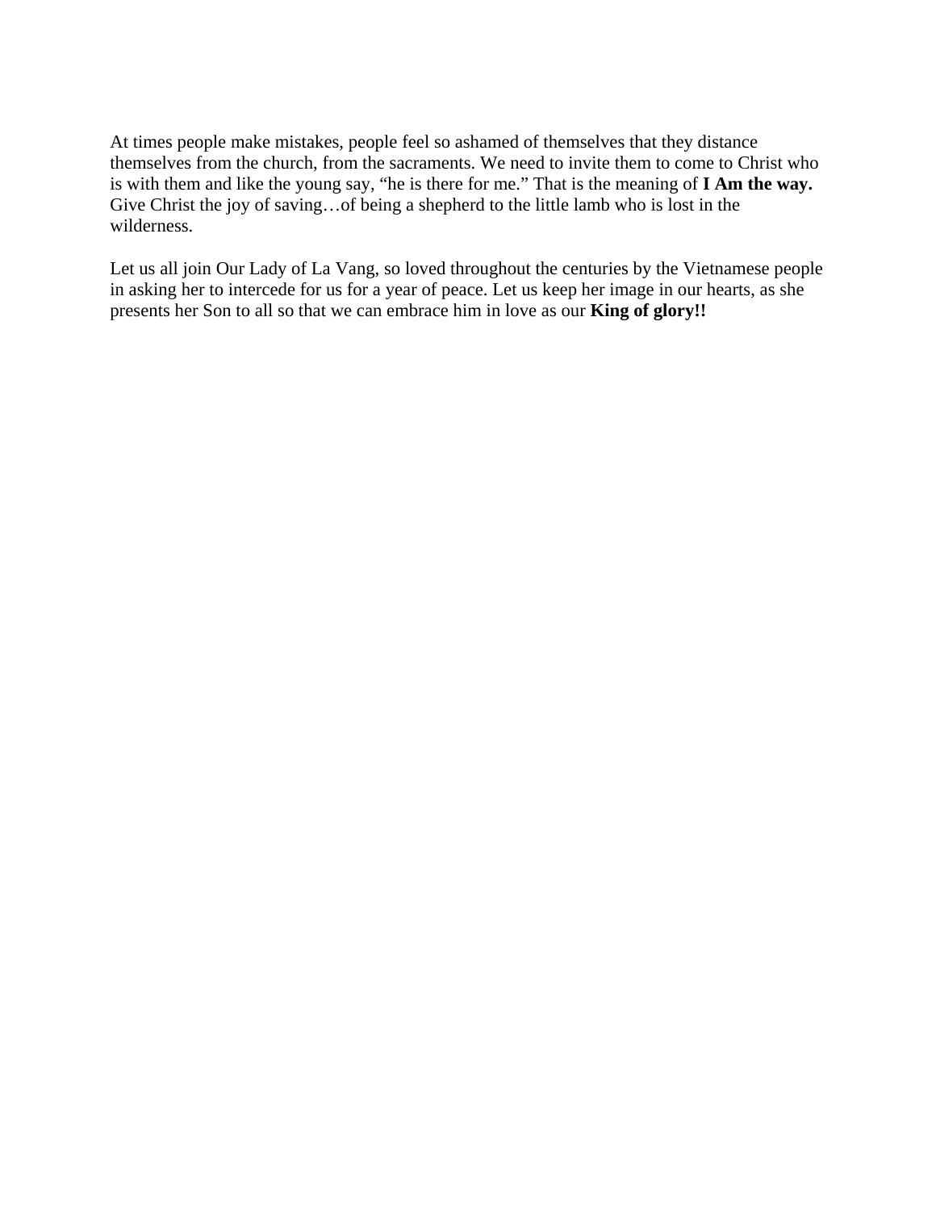At times people make mistakes, people feel so ashamed of themselves that they distance themselves from the church, from the sacraments. We need to invite them to come to Christ who is with them and like the young say, “he is there for me.” That is the meaning of **I Am the way.** Give Christ the joy of saving…of being a shepherd to the little lamb who is lost in the wilderness.

Let us all join Our Lady of La Vang, so loved throughout the centuries by the Vietnamese people in asking her to intercede for us for a year of peace. Let us keep her image in our hearts, as she presents her Son to all so that we can embrace him in love as our **King of glory!!**